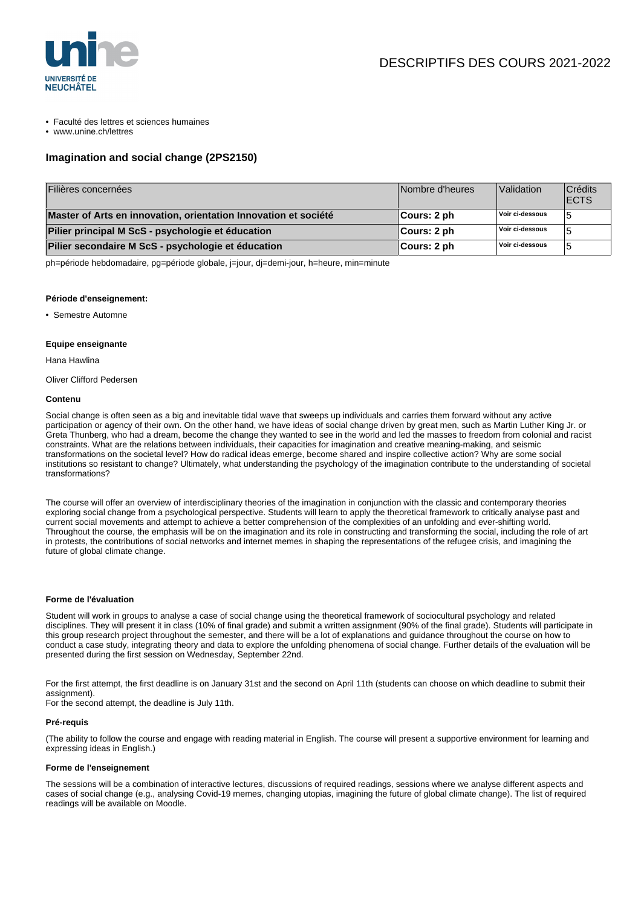DESCRIPTIFS DES COURS 2021-2022

- Faculté des lettres et sciences humaines
- www.unine.ch/lettres

## Imagination and social change (2PS2150)

| Filières concernées | Nombre d'heures | Validation | Crédits ECTS |
|---|---|---|---|
| **Master of Arts en innovation, orientation Innovation et société** | **Cours: 2 ph** | **Voir ci-dessous** | 5 |
| **Pilier principal M ScS - psychologie et éducation** | **Cours: 2 ph** | **Voir ci-dessous** | 5 |
| **Pilier secondaire M ScS - psychologie et éducation** | **Cours: 2 ph** | **Voir ci-dessous** | 5 |

ph=période hebdomadaire, pg=période globale, j=jour, dj=demi-jour, h=heure, min=minute

#### Période d'enseignement:

- Semestre Automne

#### Equipe enseignante

Hana Hawlina

Oliver Clifford Pedersen

#### Contenu

Social change is often seen as a big and inevitable tidal wave that sweeps up individuals and carries them forward without any active participation or agency of their own. On the other hand, we have ideas of social change driven by great men, such as Martin Luther King Jr. or Greta Thunberg, who had a dream, become the change they wanted to see in the world and led the masses to freedom from colonial and racist constraints. What are the relations between individuals, their capacities for imagination and creative meaning-making, and seismic transformations on the societal level? How do radical ideas emerge, become shared and inspire collective action? Why are some social institutions so resistant to change? Ultimately, what understanding the psychology of the imagination contribute to the understanding of societal transformations?

The course will offer an overview of interdisciplinary theories of the imagination in conjunction with the classic and contemporary theories exploring social change from a psychological perspective. Students will learn to apply the theoretical framework to critically analyse past and current social movements and attempt to achieve a better comprehension of the complexities of an unfolding and ever-shifting world. Throughout the course, the emphasis will be on the imagination and its role in constructing and transforming the social, including the role of art in protests, the contributions of social networks and internet memes in shaping the representations of the refugee crisis, and imagining the future of global climate change.

#### Forme de l'évaluation

Student will work in groups to analyse a case of social change using the theoretical framework of sociocultural psychology and related disciplines. They will present it in class (10% of final grade) and submit a written assignment (90% of the final grade). Students will participate in this group research project throughout the semester, and there will be a lot of explanations and guidance throughout the course on how to conduct a case study, integrating theory and data to explore the unfolding phenomena of social change. Further details of the evaluation will be presented during the first session on Wednesday, September 22nd.

For the first attempt, the first deadline is on January 31st and the second on April 11th (students can choose on which deadline to submit their assignment).
For the second attempt, the deadline is July 11th.

#### Pré-requis

(The ability to follow the course and engage with reading material in English. The course will present a supportive environment for learning and expressing ideas in English.)

#### Forme de l'enseignement

The sessions will be a combination of interactive lectures, discussions of required readings, sessions where we analyse different aspects and cases of social change (e.g., analysing Covid-19 memes, changing utopias, imagining the future of global climate change). The list of required readings will be available on Moodle.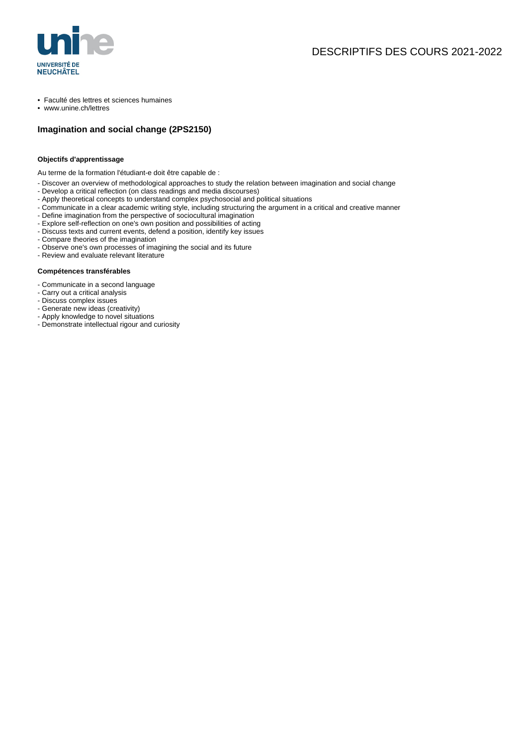- Faculté des lettres et sciences humaines
- www.unine.ch/lettres

## Imagination and social change (2PS2150)

#### Objectifs d'apprentissage

Au terme de la formation l'étudiant-e doit être capable de :

- Discover an overview of methodological approaches to study the relation between imagination and social change
- Develop a critical reflection (on class readings and media discourses)
- Apply theoretical concepts to understand complex psychosocial and political situations
- Communicate in a clear academic writing style, including structuring the argument in a critical and creative manner
- Define imagination from the perspective of sociocultural imagination
- Explore self-reflection on one's own position and possibilities of acting
- Discuss texts and current events, defend a position, identify key issues
- Compare theories of the imagination
- Observe one's own processes of imagining the social and its future
- Review and evaluate relevant literature

#### Compétences transférables

- Communicate in a second language
- Carry out a critical analysis
- Discuss complex issues
- Generate new ideas (creativity)
- Apply knowledge to novel situations
- Demonstrate intellectual rigour and curiosity